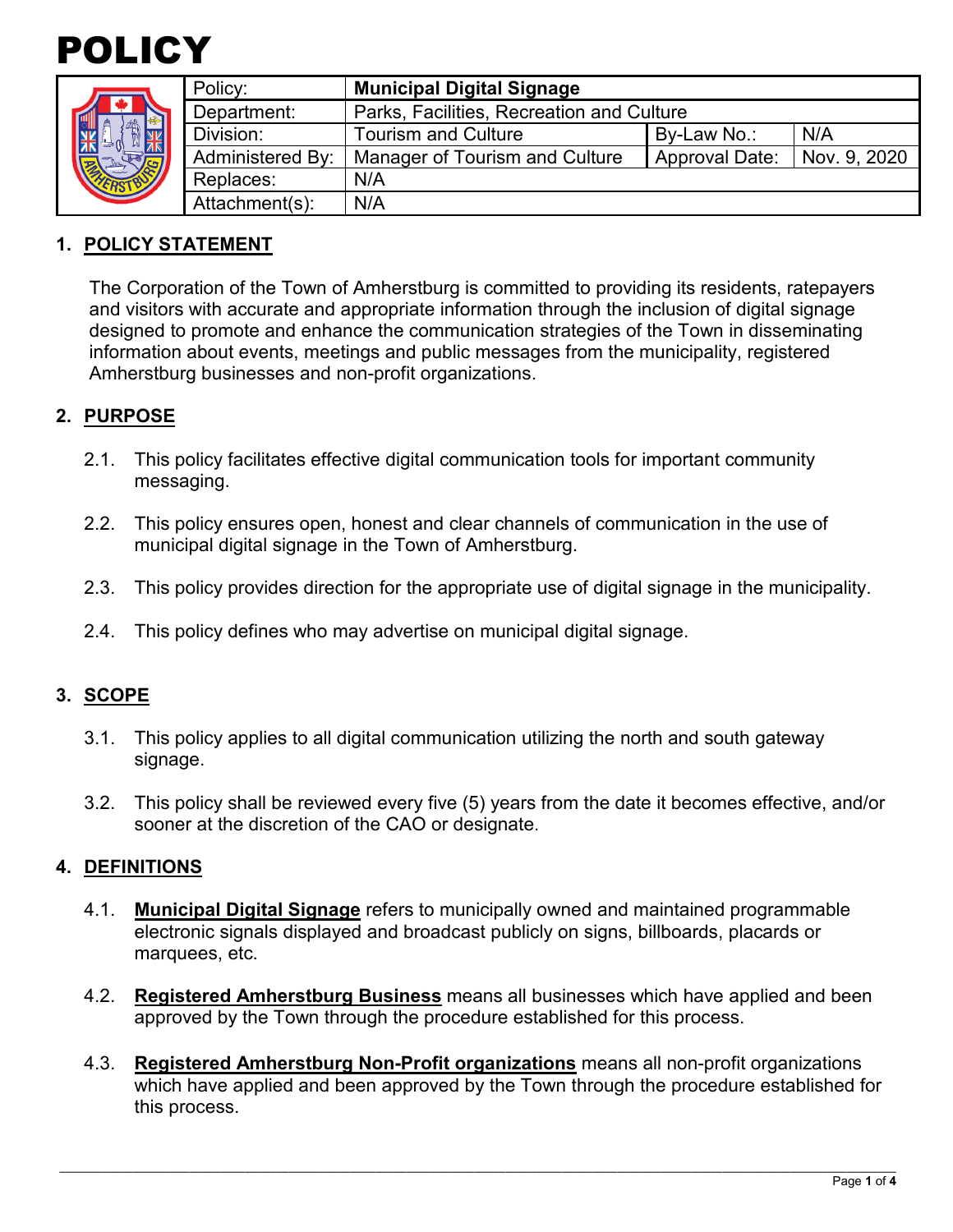# POLICY

| Policy: | **Municipal Digital Signage** | | |
|---|---|---|---|
| Department: | Parks, Facilities, Recreation and Culture | | |
| Division: | Tourism and Culture | By-Law No.: | N/A |
| Administered By: | Manager of Tourism and Culture | Approval Date: | Nov. 9, 2020 |
| Replaces: | N/A | | |
| Attachment(s): | N/A | | |

## 1. POLICY STATEMENT

The Corporation of the Town of Amherstburg is committed to providing its residents, ratepayers and visitors with accurate and appropriate information through the inclusion of digital signage designed to promote and enhance the communication strategies of the Town in disseminating information about events, meetings and public messages from the municipality, registered Amherstburg businesses and non-profit organizations.

## 2. PURPOSE

2.1. This policy facilitates effective digital communication tools for important community messaging.

2.2. This policy ensures open, honest and clear channels of communication in the use of municipal digital signage in the Town of Amherstburg.

2.3. This policy provides direction for the appropriate use of digital signage in the municipality.

2.4. This policy defines who may advertise on municipal digital signage.

## 3. SCOPE

3.1. This policy applies to all digital communication utilizing the north and south gateway signage.

3.2. This policy shall be reviewed every five (5) years from the date it becomes effective, and/or sooner at the discretion of the CAO or designate.

## 4. DEFINITIONS

4.1. **Municipal Digital Signage** refers to municipally owned and maintained programmable electronic signals displayed and broadcast publicly on signs, billboards, placards or marquees, etc.

4.2. **Registered Amherstburg Business** means all businesses which have applied and been approved by the Town through the procedure established for this process.

4.3. **Registered Amherstburg Non-Profit organizations** means all non-profit organizations which have applied and been approved by the Town through the procedure established for this process.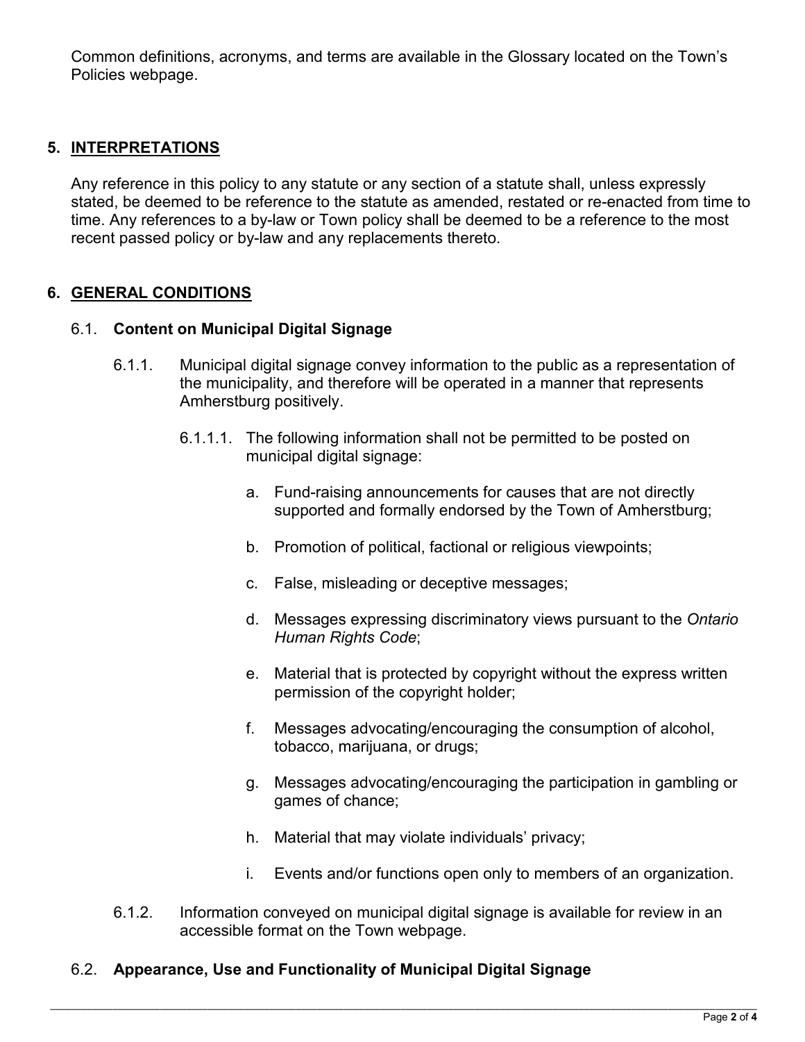Common definitions, acronyms, and terms are available in the Glossary located on the Town's Policies webpage.

## 5. INTERPRETATIONS

Any reference in this policy to any statute or any section of a statute shall, unless expressly stated, be deemed to be reference to the statute as amended, restated or re-enacted from time to time. Any references to a by-law or Town policy shall be deemed to be a reference to the most recent passed policy or by-law and any replacements thereto.

## 6. GENERAL CONDITIONS

### 6.1. Content on Municipal Digital Signage

6.1.1. Municipal digital signage convey information to the public as a representation of the municipality, and therefore will be operated in a manner that represents Amherstburg positively.

6.1.1.1. The following information shall not be permitted to be posted on municipal digital signage:

a. Fund-raising announcements for causes that are not directly supported and formally endorsed by the Town of Amherstburg;

b. Promotion of political, factional or religious viewpoints;

c. False, misleading or deceptive messages;

d. Messages expressing discriminatory views pursuant to the *Ontario Human Rights Code*;

e. Material that is protected by copyright without the express written permission of the copyright holder;

f. Messages advocating/encouraging the consumption of alcohol, tobacco, marijuana, or drugs;

g. Messages advocating/encouraging the participation in gambling or games of chance;

h. Material that may violate individuals' privacy;

i. Events and/or functions open only to members of an organization.

6.1.2. Information conveyed on municipal digital signage is available for review in an accessible format on the Town webpage.

### 6.2. Appearance, Use and Functionality of Municipal Digital Signage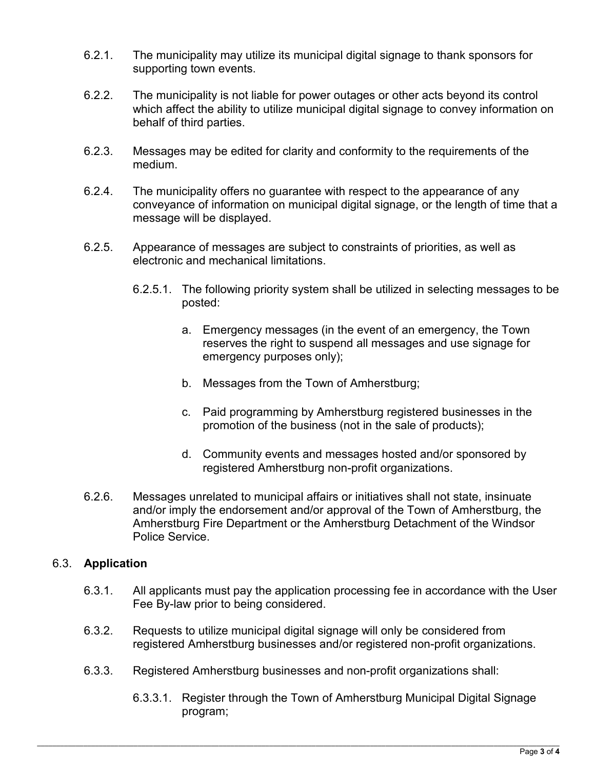6.2.1. The municipality may utilize its municipal digital signage to thank sponsors for supporting town events.

6.2.2. The municipality is not liable for power outages or other acts beyond its control which affect the ability to utilize municipal digital signage to convey information on behalf of third parties.

6.2.3. Messages may be edited for clarity and conformity to the requirements of the medium.

6.2.4. The municipality offers no guarantee with respect to the appearance of any conveyance of information on municipal digital signage, or the length of time that a message will be displayed.

6.2.5. Appearance of messages are subject to constraints of priorities, as well as electronic and mechanical limitations.

6.2.5.1. The following priority system shall be utilized in selecting messages to be posted:

a. Emergency messages (in the event of an emergency, the Town reserves the right to suspend all messages and use signage for emergency purposes only);

b. Messages from the Town of Amherstburg;

c. Paid programming by Amherstburg registered businesses in the promotion of the business (not in the sale of products);

d. Community events and messages hosted and/or sponsored by registered Amherstburg non-profit organizations.

6.2.6. Messages unrelated to municipal affairs or initiatives shall not state, insinuate and/or imply the endorsement and/or approval of the Town of Amherstburg, the Amherstburg Fire Department or the Amherstburg Detachment of the Windsor Police Service.

## 6.3. Application

6.3.1. All applicants must pay the application processing fee in accordance with the User Fee By-law prior to being considered.

6.3.2. Requests to utilize municipal digital signage will only be considered from registered Amherstburg businesses and/or registered non-profit organizations.

6.3.3. Registered Amherstburg businesses and non-profit organizations shall:

6.3.3.1. Register through the Town of Amherstburg Municipal Digital Signage program;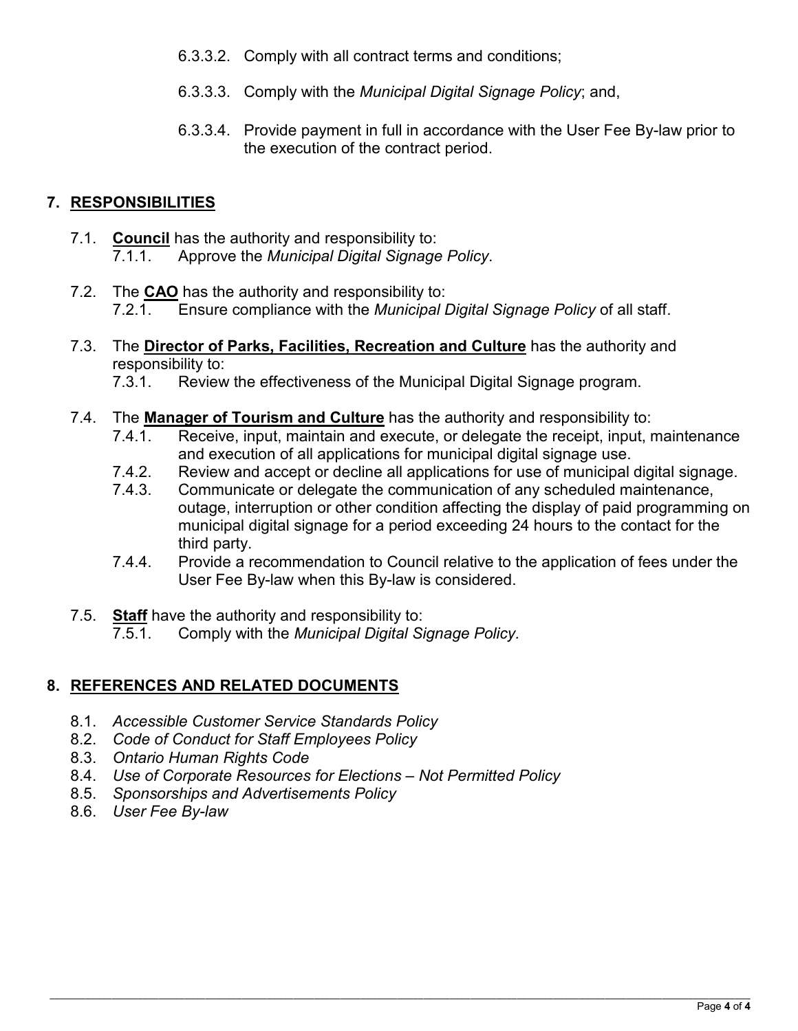6.3.3.2. Comply with all contract terms and conditions;

6.3.3.3. Comply with the *Municipal Digital Signage Policy*; and,

6.3.3.4. Provide payment in full in accordance with the User Fee By-law prior to the execution of the contract period.

## 7. RESPONSIBILITIES

7.1. **Council** has the authority and responsibility to:

7.1.1. Approve the *Municipal Digital Signage Policy*.

7.2. The **CAO** has the authority and responsibility to:

7.2.1. Ensure compliance with the *Municipal Digital Signage Policy* of all staff.

7.3. The **Director of Parks, Facilities, Recreation and Culture** has the authority and responsibility to:

7.3.1. Review the effectiveness of the Municipal Digital Signage program.

7.4. The **Manager of Tourism and Culture** has the authority and responsibility to:

7.4.1. Receive, input, maintain and execute, or delegate the receipt, input, maintenance and execution of all applications for municipal digital signage use.

7.4.2. Review and accept or decline all applications for use of municipal digital signage.

7.4.3. Communicate or delegate the communication of any scheduled maintenance, outage, interruption or other condition affecting the display of paid programming on municipal digital signage for a period exceeding 24 hours to the contact for the third party.

7.4.4. Provide a recommendation to Council relative to the application of fees under the User Fee By-law when this By-law is considered.

7.5. **Staff** have the authority and responsibility to:

7.5.1. Comply with the *Municipal Digital Signage Policy*.

## 8. REFERENCES AND RELATED DOCUMENTS

8.1. *Accessible Customer Service Standards Policy*

8.2. *Code of Conduct for Staff Employees Policy*

8.3. *Ontario Human Rights Code*

8.4. *Use of Corporate Resources for Elections – Not Permitted Policy*

8.5. *Sponsorships and Advertisements Policy*

8.6. *User Fee By-law*